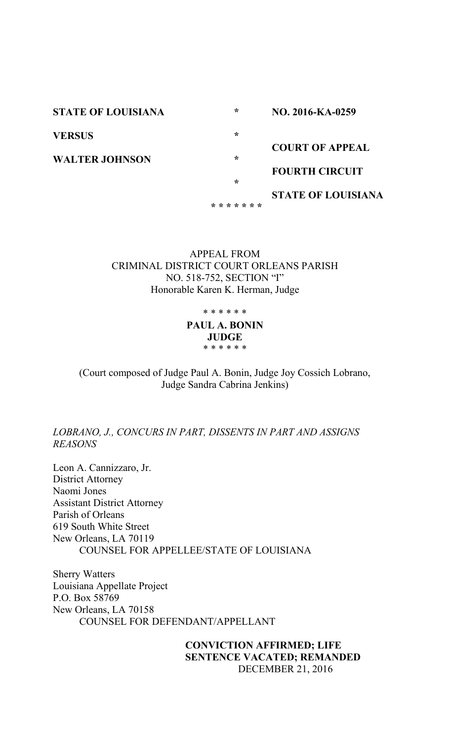**STATE OF LOUISIANA** * **NO. 2016-KA-0259**

**VERSUS** * **COURT OF APPEAL**

**WALTER JOHNSON** * **FOURTH CIRCUIT**

\* **STATE OF LOUISIANA**

\* * * * * * *

APPEAL FROM
CRIMINAL DISTRICT COURT ORLEANS PARISH
NO. 518-752, SECTION "I"
Honorable Karen K. Herman, Judge

\* * * * * *

**PAUL A. BONIN**
**JUDGE**

\* * * * * *

(Court composed of Judge Paul A. Bonin, Judge Joy Cossich Lobrano, Judge Sandra Cabrina Jenkins)

*LOBRANO, J., CONCURS IN PART, DISSENTS IN PART AND ASSIGNS REASONS*

Leon A. Cannizzaro, Jr.
District Attorney
Naomi Jones
Assistant District Attorney
Parish of Orleans
619 South White Street
New Orleans, LA 70119
COUNSEL FOR APPELLEE/STATE OF LOUISIANA

Sherry Watters
Louisiana Appellate Project
P.O. Box 58769
New Orleans, LA 70158
COUNSEL FOR DEFENDANT/APPELLANT

**CONVICTION AFFIRMED; LIFE SENTENCE VACATED; REMANDED**
DECEMBER 21, 2016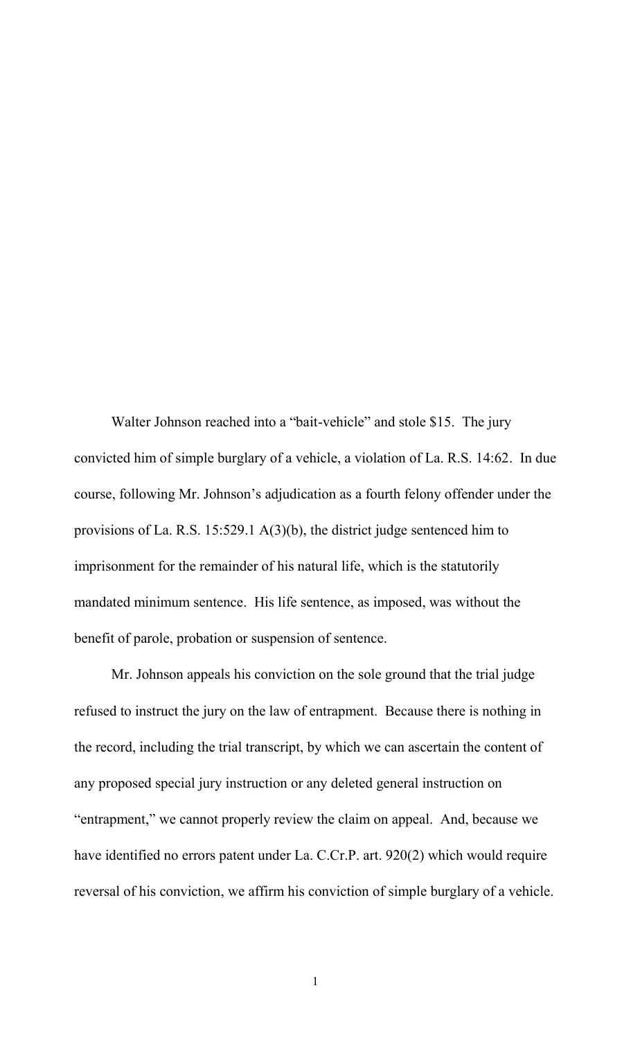Walter Johnson reached into a "bait-vehicle" and stole $15. The jury convicted him of simple burglary of a vehicle, a violation of La. R.S. 14:62. In due course, following Mr. Johnson's adjudication as a fourth felony offender under the provisions of La. R.S. 15:529.1 A(3)(b), the district judge sentenced him to imprisonment for the remainder of his natural life, which is the statutorily mandated minimum sentence. His life sentence, as imposed, was without the benefit of parole, probation or suspension of sentence.

Mr. Johnson appeals his conviction on the sole ground that the trial judge refused to instruct the jury on the law of entrapment. Because there is nothing in the record, including the trial transcript, by which we can ascertain the content of any proposed special jury instruction or any deleted general instruction on "entrapment," we cannot properly review the claim on appeal. And, because we have identified no errors patent under La. C.Cr.P. art. 920(2) which would require reversal of his conviction, we affirm his conviction of simple burglary of a vehicle.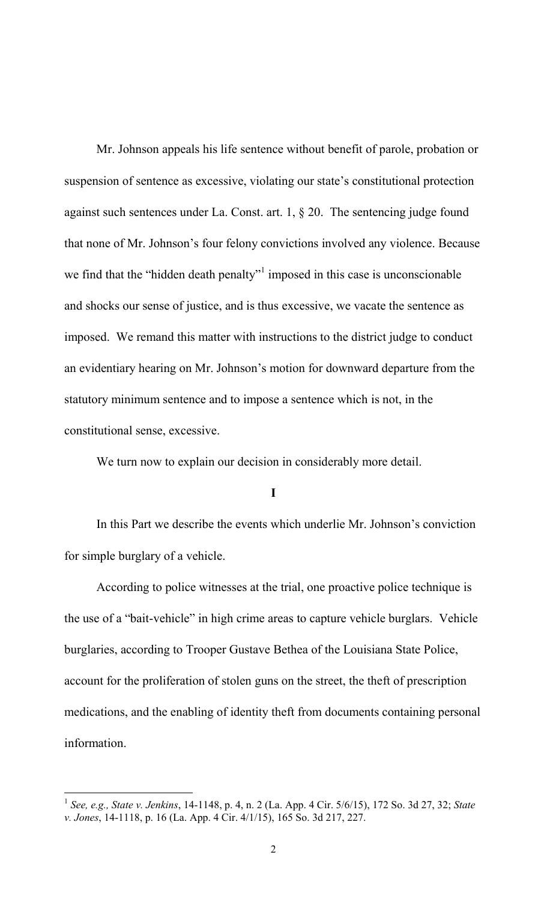Mr. Johnson appeals his life sentence without benefit of parole, probation or suspension of sentence as excessive, violating our state's constitutional protection against such sentences under La. Const. art. 1, § 20. The sentencing judge found that none of Mr. Johnson's four felony convictions involved any violence. Because we find that the "hidden death penalty"[1] imposed in this case is unconscionable and shocks our sense of justice, and is thus excessive, we vacate the sentence as imposed. We remand this matter with instructions to the district judge to conduct an evidentiary hearing on Mr. Johnson's motion for downward departure from the statutory minimum sentence and to impose a sentence which is not, in the constitutional sense, excessive.

We turn now to explain our decision in considerably more detail.

**I**

In this Part we describe the events which underlie Mr. Johnson's conviction for simple burglary of a vehicle.

According to police witnesses at the trial, one proactive police technique is the use of a "bait-vehicle" in high crime areas to capture vehicle burglars. Vehicle burglaries, according to Trooper Gustave Bethea of the Louisiana State Police, account for the proliferation of stolen guns on the street, the theft of prescription medications, and the enabling of identity theft from documents containing personal information.

---

[1] *See, e.g., State v. Jenkins*, 14-1148, p. 4, n. 2 (La. App. 4 Cir. 5/6/15), 172 So. 3d 27, 32; *State v. Jones*, 14-1118, p. 16 (La. App. 4 Cir. 4/1/15), 165 So. 3d 217, 227.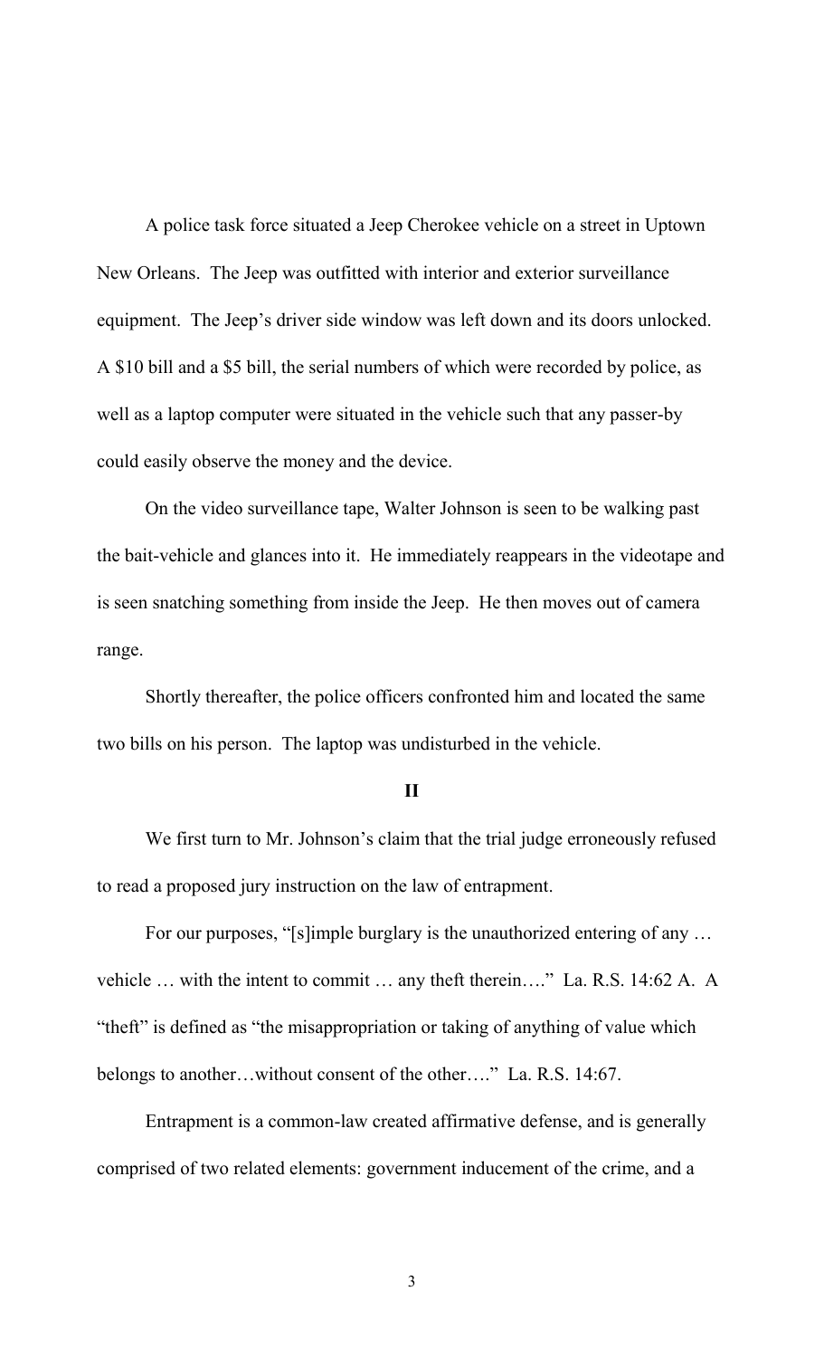A police task force situated a Jeep Cherokee vehicle on a street in Uptown New Orleans. The Jeep was outfitted with interior and exterior surveillance equipment. The Jeep's driver side window was left down and its doors unlocked. A $10 bill and a $5 bill, the serial numbers of which were recorded by police, as well as a laptop computer were situated in the vehicle such that any passer-by could easily observe the money and the device.

On the video surveillance tape, Walter Johnson is seen to be walking past the bait-vehicle and glances into it. He immediately reappears in the videotape and is seen snatching something from inside the Jeep. He then moves out of camera range.

Shortly thereafter, the police officers confronted him and located the same two bills on his person. The laptop was undisturbed in the vehicle.

## II

We first turn to Mr. Johnson's claim that the trial judge erroneously refused to read a proposed jury instruction on the law of entrapment.

For our purposes, "[s]imple burglary is the unauthorized entering of any … vehicle … with the intent to commit … any theft therein…." La. R.S. 14:62 A. A "theft" is defined as "the misappropriation or taking of anything of value which belongs to another…without consent of the other…." La. R.S. 14:67.

Entrapment is a common-law created affirmative defense, and is generally comprised of two related elements: government inducement of the crime, and a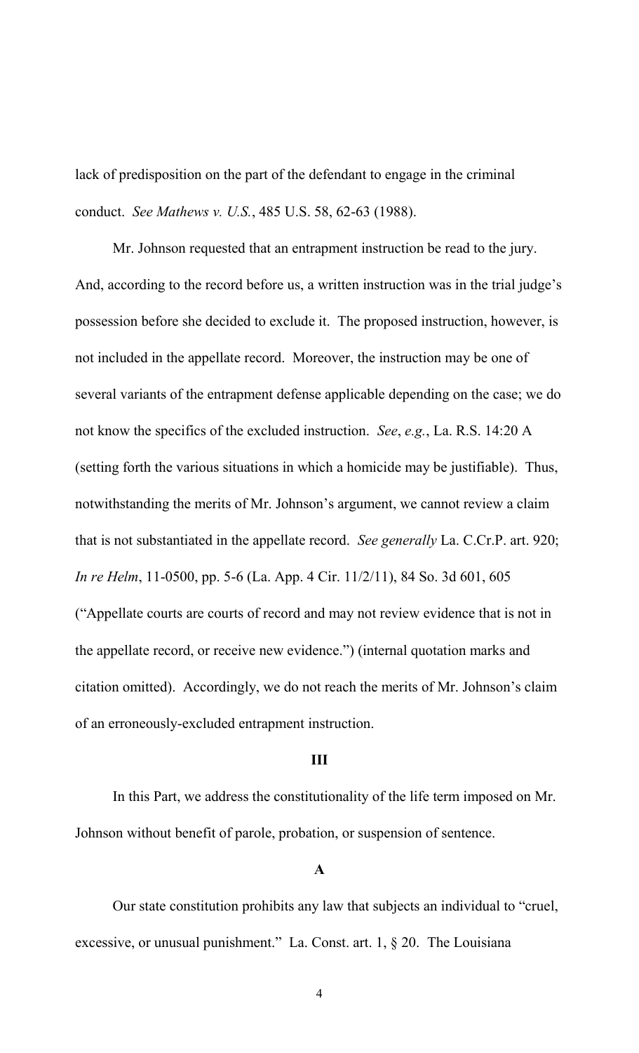lack of predisposition on the part of the defendant to engage in the criminal conduct. *See Mathews v. U.S.*, 485 U.S. 58, 62-63 (1988).

Mr. Johnson requested that an entrapment instruction be read to the jury. And, according to the record before us, a written instruction was in the trial judge's possession before she decided to exclude it. The proposed instruction, however, is not included in the appellate record. Moreover, the instruction may be one of several variants of the entrapment defense applicable depending on the case; we do not know the specifics of the excluded instruction. *See*, *e.g.*, La. R.S. 14:20 A (setting forth the various situations in which a homicide may be justifiable). Thus, notwithstanding the merits of Mr. Johnson's argument, we cannot review a claim that is not substantiated in the appellate record. *See generally* La. C.Cr.P. art. 920; *In re Helm*, 11-0500, pp. 5-6 (La. App. 4 Cir. 11/2/11), 84 So. 3d 601, 605 ("Appellate courts are courts of record and may not review evidence that is not in the appellate record, or receive new evidence.") (internal quotation marks and citation omitted). Accordingly, we do not reach the merits of Mr. Johnson's claim of an erroneously-excluded entrapment instruction.

## III

In this Part, we address the constitutionality of the life term imposed on Mr. Johnson without benefit of parole, probation, or suspension of sentence.

### A

Our state constitution prohibits any law that subjects an individual to "cruel, excessive, or unusual punishment." La. Const. art. 1, § 20. The Louisiana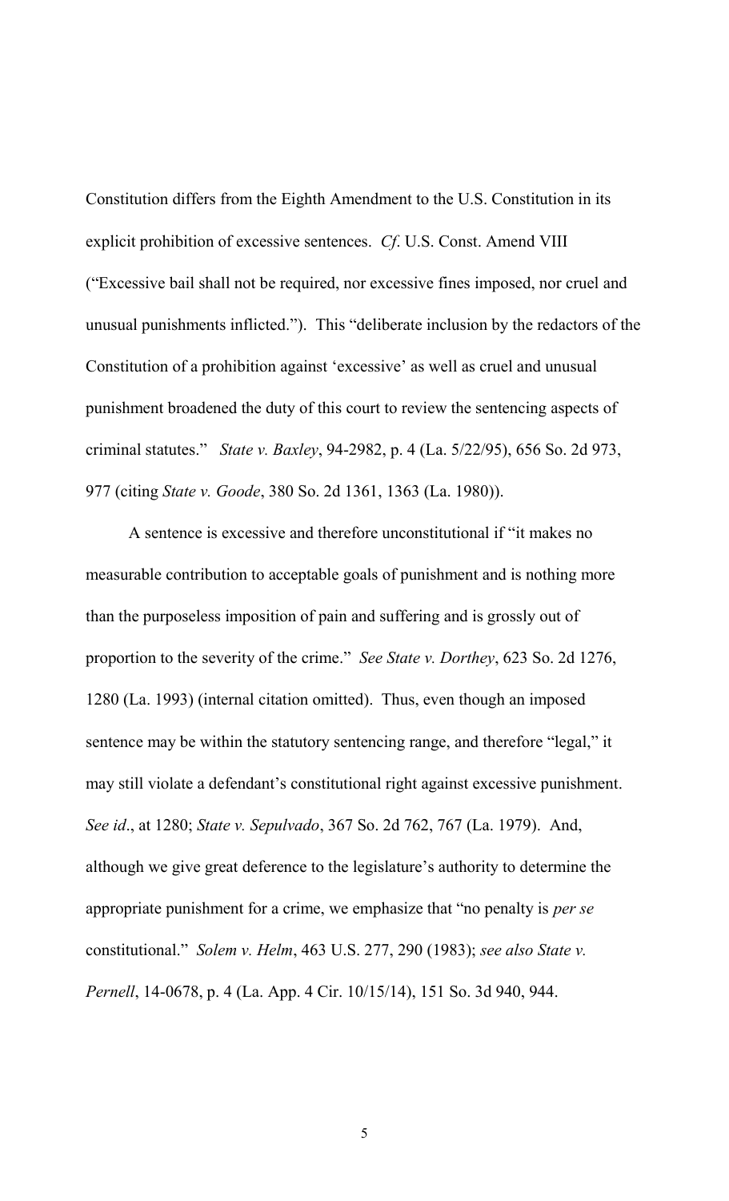Constitution differs from the Eighth Amendment to the U.S. Constitution in its explicit prohibition of excessive sentences. *Cf*. U.S. Const. Amend VIII ("Excessive bail shall not be required, nor excessive fines imposed, nor cruel and unusual punishments inflicted."). This "deliberate inclusion by the redactors of the Constitution of a prohibition against 'excessive' as well as cruel and unusual punishment broadened the duty of this court to review the sentencing aspects of criminal statutes." *State v. Baxley*, 94-2982, p. 4 (La. 5/22/95), 656 So. 2d 973, 977 (citing *State v. Goode*, 380 So. 2d 1361, 1363 (La. 1980)).

A sentence is excessive and therefore unconstitutional if "it makes no measurable contribution to acceptable goals of punishment and is nothing more than the purposeless imposition of pain and suffering and is grossly out of proportion to the severity of the crime." *See State v. Dorthey*, 623 So. 2d 1276, 1280 (La. 1993) (internal citation omitted). Thus, even though an imposed sentence may be within the statutory sentencing range, and therefore "legal," it may still violate a defendant's constitutional right against excessive punishment. *See id*., at 1280; *State v. Sepulvado*, 367 So. 2d 762, 767 (La. 1979). And, although we give great deference to the legislature's authority to determine the appropriate punishment for a crime, we emphasize that "no penalty is *per se* constitutional." *Solem v. Helm*, 463 U.S. 277, 290 (1983); *see also State v. Pernell*, 14-0678, p. 4 (La. App. 4 Cir. 10/15/14), 151 So. 3d 940, 944.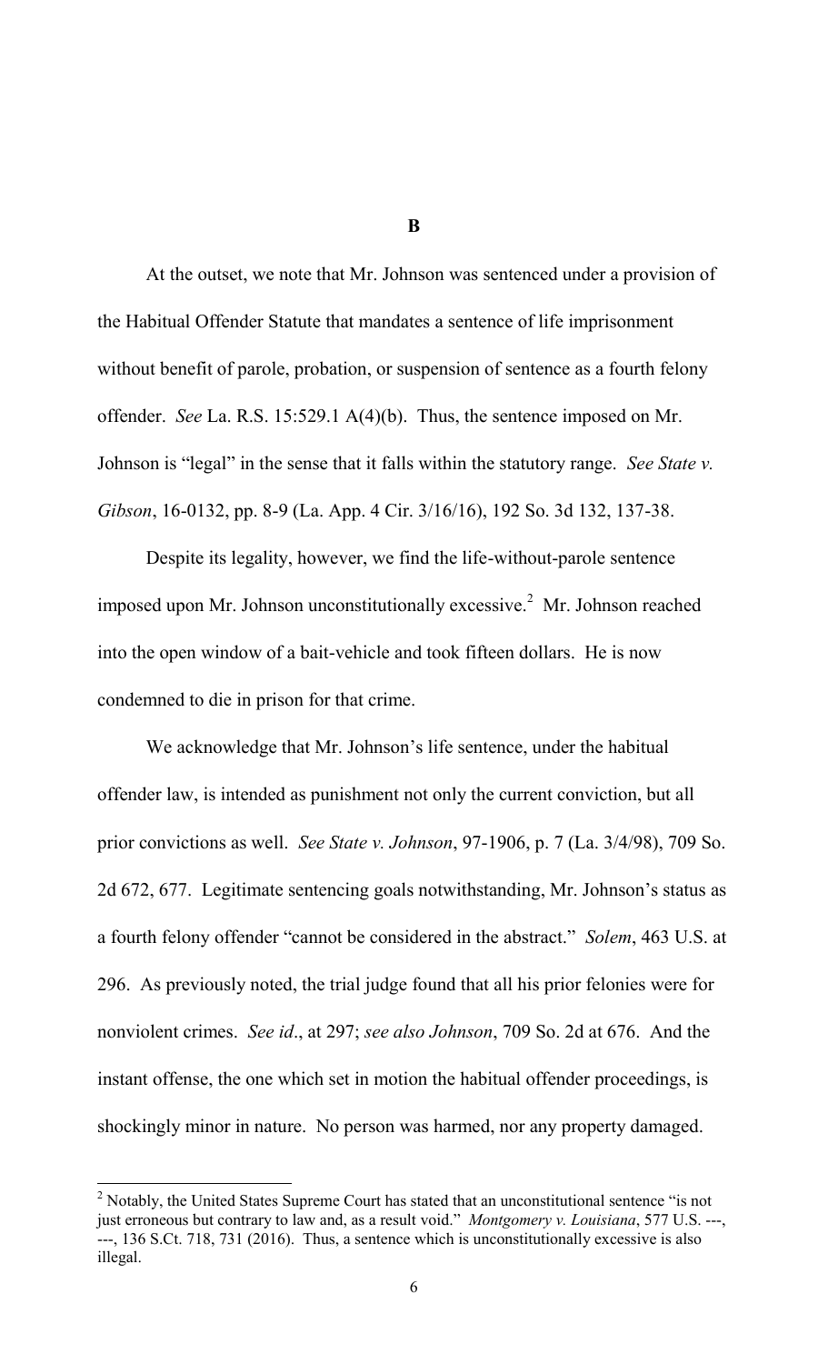**B**

At the outset, we note that Mr. Johnson was sentenced under a provision of the Habitual Offender Statute that mandates a sentence of life imprisonment without benefit of parole, probation, or suspension of sentence as a fourth felony offender. *See* La. R.S. 15:529.1 A(4)(b). Thus, the sentence imposed on Mr. Johnson is "legal" in the sense that it falls within the statutory range. *See State v. Gibson*, 16-0132, pp. 8-9 (La. App. 4 Cir. 3/16/16), 192 So. 3d 132, 137-38.

Despite its legality, however, we find the life-without-parole sentence imposed upon Mr. Johnson unconstitutionally excessive.[2] Mr. Johnson reached into the open window of a bait-vehicle and took fifteen dollars. He is now condemned to die in prison for that crime.

We acknowledge that Mr. Johnson's life sentence, under the habitual offender law, is intended as punishment not only the current conviction, but all prior convictions as well. *See State v. Johnson*, 97-1906, p. 7 (La. 3/4/98), 709 So. 2d 672, 677. Legitimate sentencing goals notwithstanding, Mr. Johnson's status as a fourth felony offender "cannot be considered in the abstract." *Solem*, 463 U.S. at 296. As previously noted, the trial judge found that all his prior felonies were for nonviolent crimes. *See id*., at 297; *see also Johnson*, 709 So. 2d at 676. And the instant offense, the one which set in motion the habitual offender proceedings, is shockingly minor in nature. No person was harmed, nor any property damaged.

---

[2] Notably, the United States Supreme Court has stated that an unconstitutional sentence "is not just erroneous but contrary to law and, as a result void." *Montgomery v. Louisiana*, 577 U.S. ---, ---, 136 S.Ct. 718, 731 (2016). Thus, a sentence which is unconstitutionally excessive is also illegal.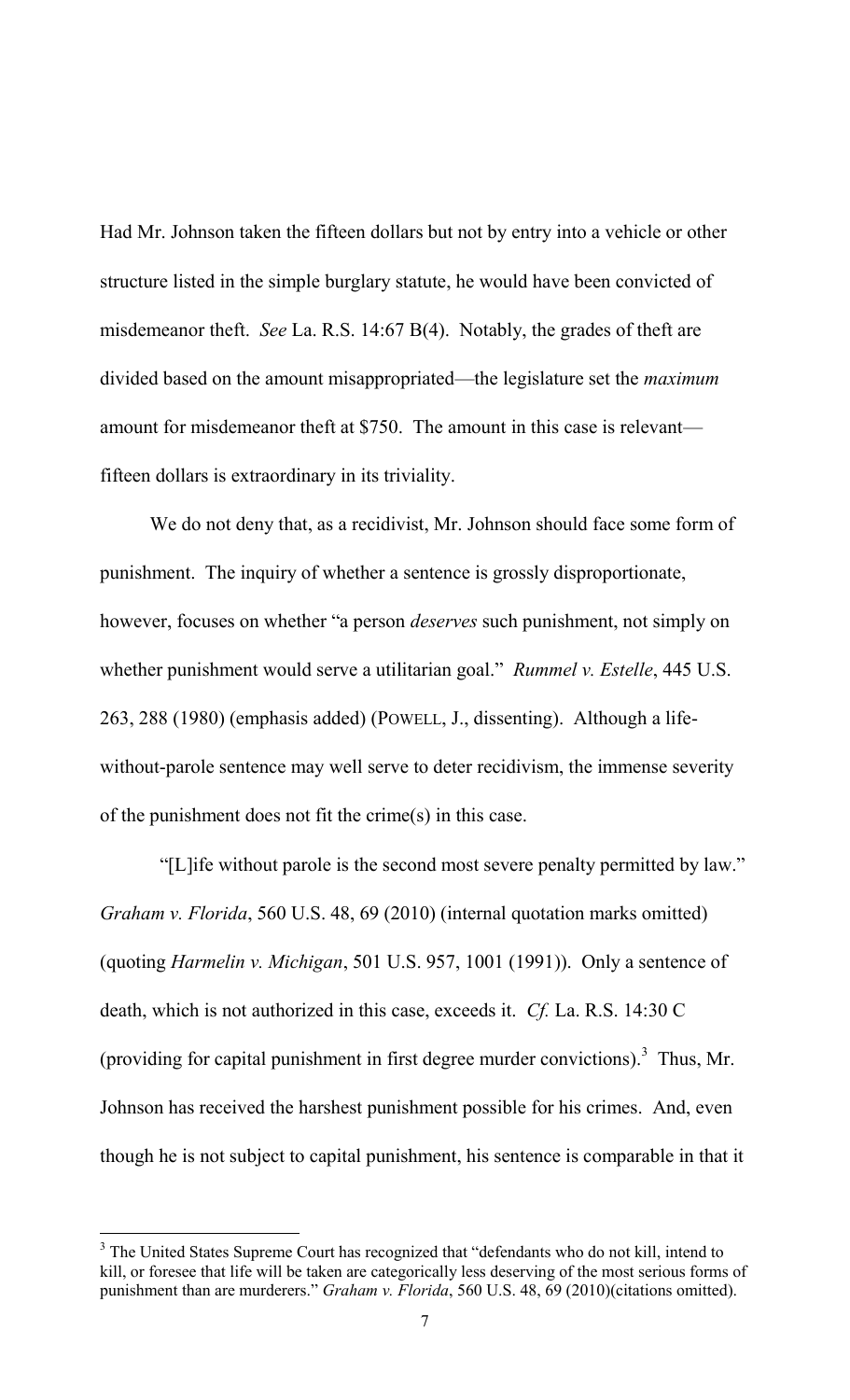Had Mr. Johnson taken the fifteen dollars but not by entry into a vehicle or other structure listed in the simple burglary statute, he would have been convicted of misdemeanor theft. *See* La. R.S. 14:67 B(4). Notably, the grades of theft are divided based on the amount misappropriated—the legislature set the *maximum* amount for misdemeanor theft at $750. The amount in this case is relevant—fifteen dollars is extraordinary in its triviality.

We do not deny that, as a recidivist, Mr. Johnson should face some form of punishment. The inquiry of whether a sentence is grossly disproportionate, however, focuses on whether "a person *deserves* such punishment, not simply on whether punishment would serve a utilitarian goal." *Rummel v. Estelle*, 445 U.S. 263, 288 (1980) (emphasis added) (POWELL, J., dissenting). Although a life-without-parole sentence may well serve to deter recidivism, the immense severity of the punishment does not fit the crime(s) in this case.

"[L]ife without parole is the second most severe penalty permitted by law." *Graham v. Florida*, 560 U.S. 48, 69 (2010) (internal quotation marks omitted) (quoting *Harmelin v. Michigan*, 501 U.S. 957, 1001 (1991)). Only a sentence of death, which is not authorized in this case, exceeds it. *Cf.* La. R.S. 14:30 C (providing for capital punishment in first degree murder convictions).[3] Thus, Mr. Johnson has received the harshest punishment possible for his crimes. And, even though he is not subject to capital punishment, his sentence is comparable in that it

---

[3] The United States Supreme Court has recognized that "defendants who do not kill, intend to kill, or foresee that life will be taken are categorically less deserving of the most serious forms of punishment than are murderers." *Graham v. Florida*, 560 U.S. 48, 69 (2010)(citations omitted).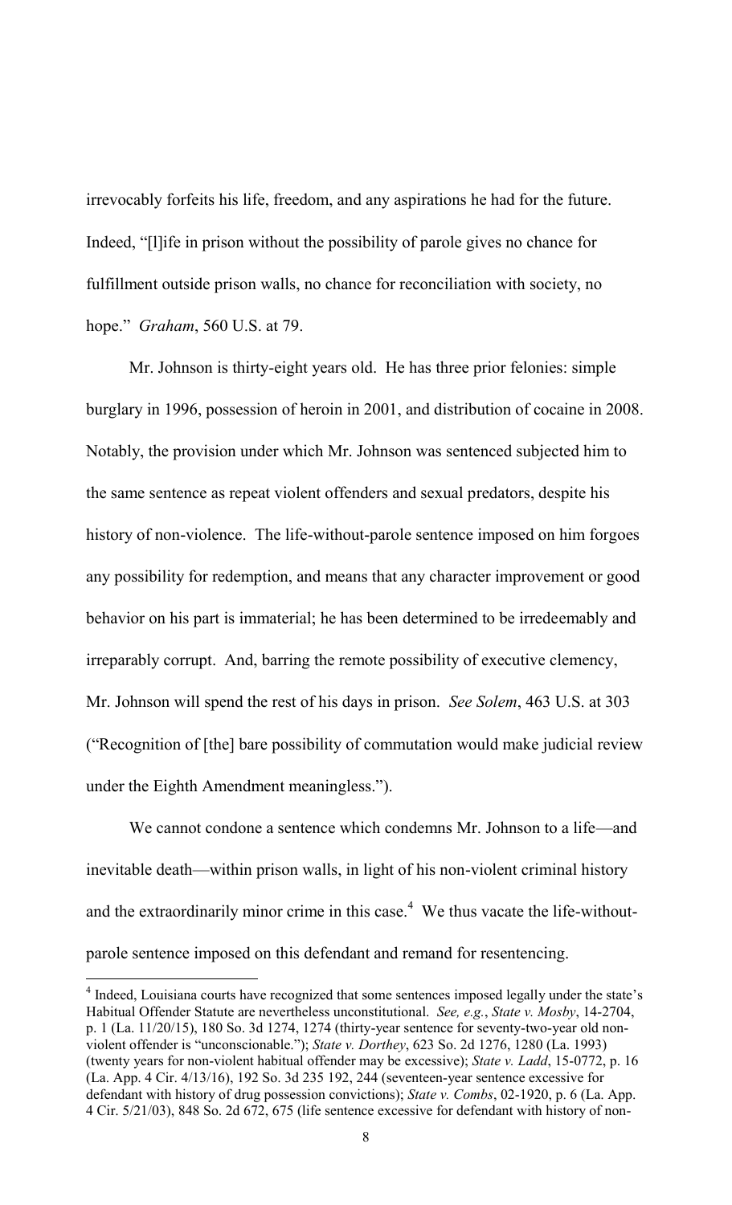irrevocably forfeits his life, freedom, and any aspirations he had for the future. Indeed, "[l]ife in prison without the possibility of parole gives no chance for fulfillment outside prison walls, no chance for reconciliation with society, no hope." *Graham*, 560 U.S. at 79.

Mr. Johnson is thirty-eight years old. He has three prior felonies: simple burglary in 1996, possession of heroin in 2001, and distribution of cocaine in 2008. Notably, the provision under which Mr. Johnson was sentenced subjected him to the same sentence as repeat violent offenders and sexual predators, despite his history of non-violence. The life-without-parole sentence imposed on him forgoes any possibility for redemption, and means that any character improvement or good behavior on his part is immaterial; he has been determined to be irredeemably and irreparably corrupt. And, barring the remote possibility of executive clemency, Mr. Johnson will spend the rest of his days in prison. *See Solem*, 463 U.S. at 303 ("Recognition of [the] bare possibility of commutation would make judicial review under the Eighth Amendment meaningless.").

We cannot condone a sentence which condemns Mr. Johnson to a life—and inevitable death—within prison walls, in light of his non-violent criminal history and the extraordinarily minor crime in this case.[4] We thus vacate the life-without-parole sentence imposed on this defendant and remand for resentencing.

---

[4] Indeed, Louisiana courts have recognized that some sentences imposed legally under the state's Habitual Offender Statute are nevertheless unconstitutional. *See, e.g.*, *State v. Mosby*, 14-2704, p. 1 (La. 11/20/15), 180 So. 3d 1274, 1274 (thirty-year sentence for seventy-two-year old non-violent offender is "unconscionable."); *State v. Dorthey*, 623 So. 2d 1276, 1280 (La. 1993) (twenty years for non-violent habitual offender may be excessive); *State v. Ladd*, 15-0772, p. 16 (La. App. 4 Cir. 4/13/16), 192 So. 3d 235 192, 244 (seventeen-year sentence excessive for defendant with history of drug possession convictions); *State v. Combs*, 02-1920, p. 6 (La. App. 4 Cir. 5/21/03), 848 So. 2d 672, 675 (life sentence excessive for defendant with history of non-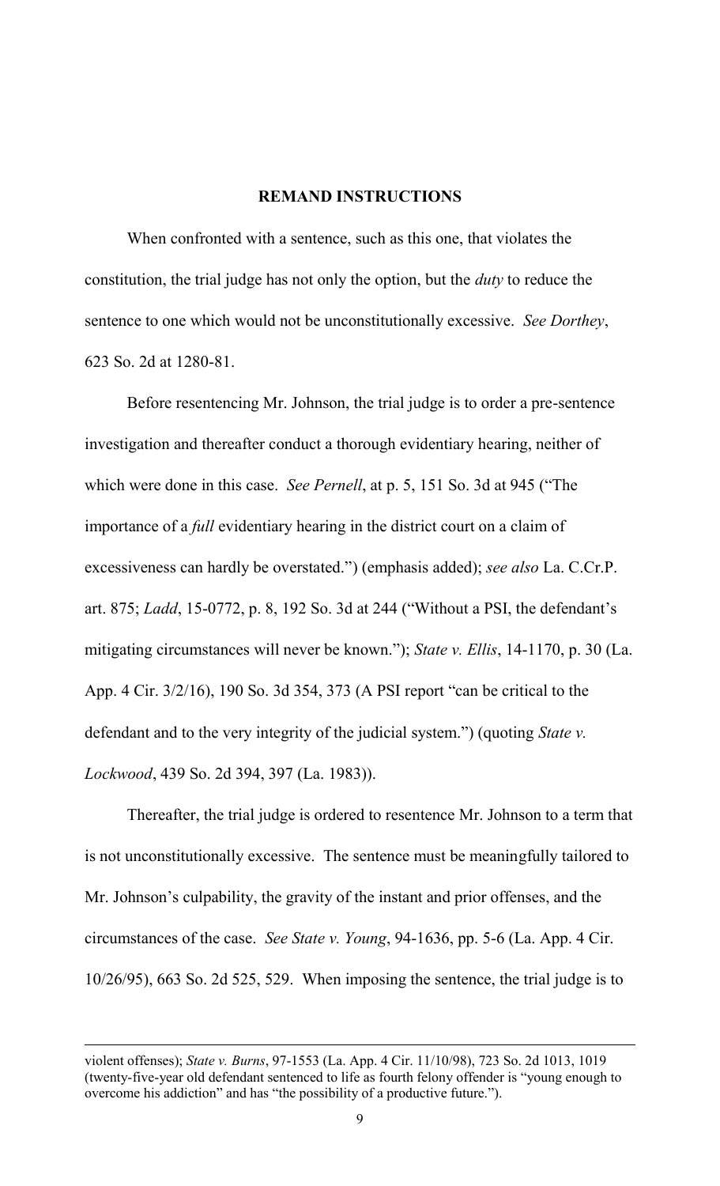**REMAND INSTRUCTIONS**

When confronted with a sentence, such as this one, that violates the constitution, the trial judge has not only the option, but the *duty* to reduce the sentence to one which would not be unconstitutionally excessive. *See Dorthey*, 623 So. 2d at 1280-81.

Before resentencing Mr. Johnson, the trial judge is to order a pre-sentence investigation and thereafter conduct a thorough evidentiary hearing, neither of which were done in this case. *See Pernell*, at p. 5, 151 So. 3d at 945 ("The importance of a *full* evidentiary hearing in the district court on a claim of excessiveness can hardly be overstated.") (emphasis added); *see also* La. C.Cr.P. art. 875; *Ladd*, 15-0772, p. 8, 192 So. 3d at 244 ("Without a PSI, the defendant's mitigating circumstances will never be known."); *State v. Ellis*, 14-1170, p. 30 (La. App. 4 Cir. 3/2/16), 190 So. 3d 354, 373 (A PSI report "can be critical to the defendant and to the very integrity of the judicial system.") (quoting *State v. Lockwood*, 439 So. 2d 394, 397 (La. 1983)).

Thereafter, the trial judge is ordered to resentence Mr. Johnson to a term that is not unconstitutionally excessive. The sentence must be meaningfully tailored to Mr. Johnson's culpability, the gravity of the instant and prior offenses, and the circumstances of the case. *See State v. Young*, 94-1636, pp. 5-6 (La. App. 4 Cir. 10/26/95), 663 So. 2d 525, 529. When imposing the sentence, the trial judge is to

---

violent offenses); *State v. Burns*, 97-1553 (La. App. 4 Cir. 11/10/98), 723 So. 2d 1013, 1019 (twenty-five-year old defendant sentenced to life as fourth felony offender is "young enough to overcome his addiction" and has "the possibility of a productive future.").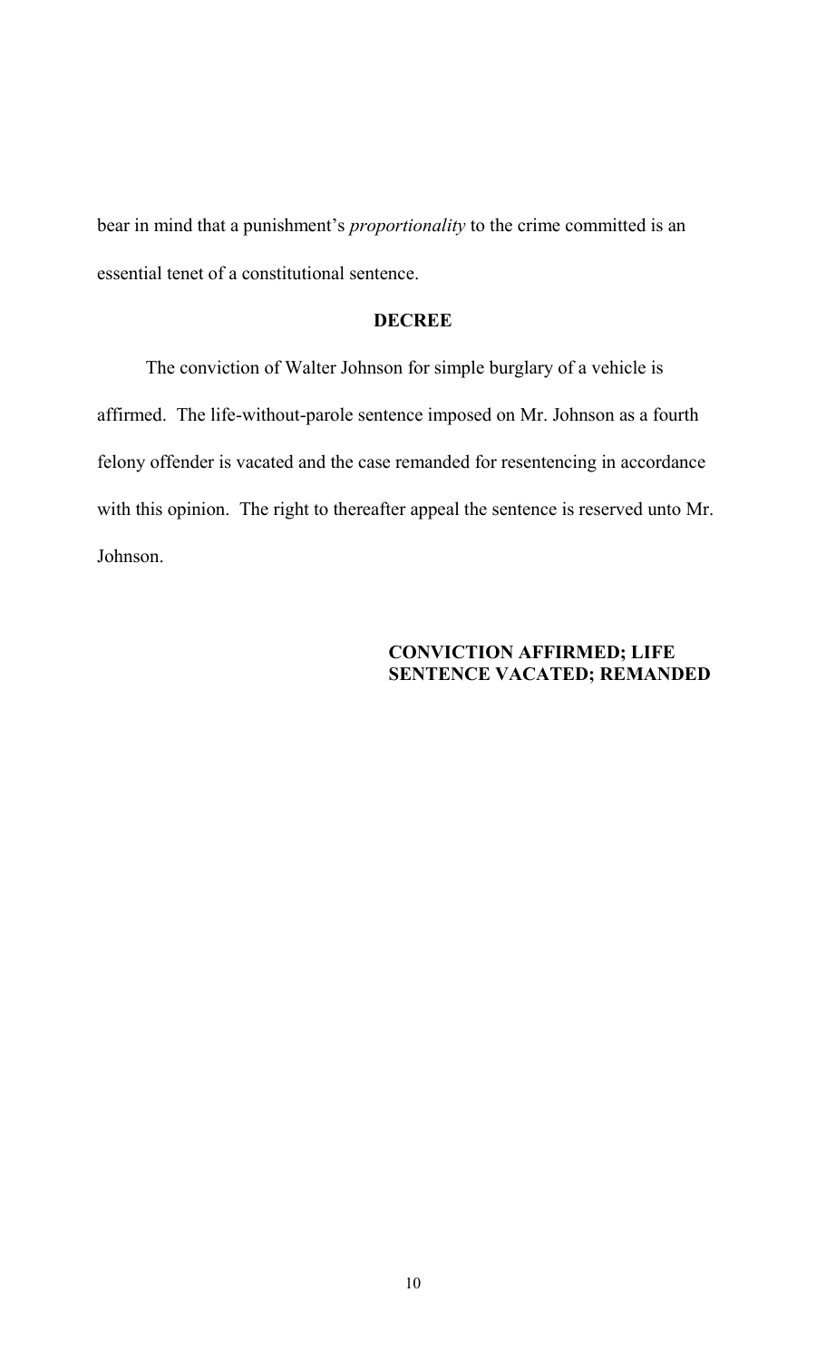bear in mind that a punishment's *proportionality* to the crime committed is an essential tenet of a constitutional sentence.

## DECREE

The conviction of Walter Johnson for simple burglary of a vehicle is affirmed. The life-without-parole sentence imposed on Mr. Johnson as a fourth felony offender is vacated and the case remanded for resentencing in accordance with this opinion. The right to thereafter appeal the sentence is reserved unto Mr. Johnson.

**CONVICTION AFFIRMED; LIFE SENTENCE VACATED; REMANDED**